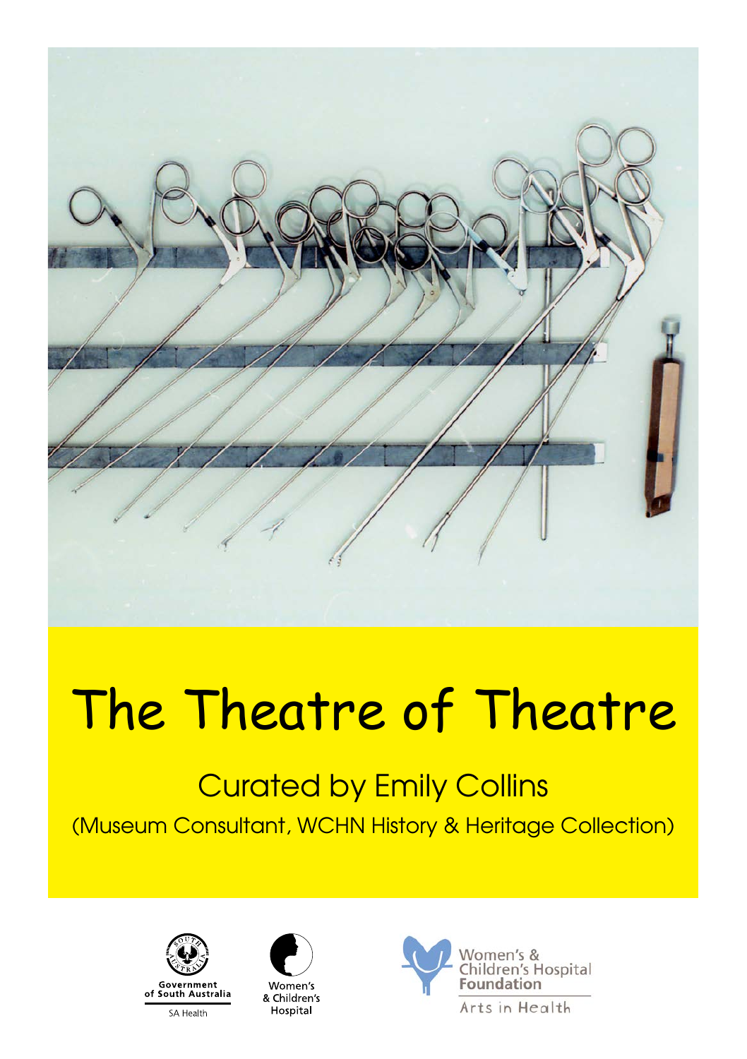# The Theatre of Theatre

## Curated by Emily Collins

(Museum Consultant, WCHN History & Heritage Collection)

Government of South Australia

SA Health

Women's & Children's Hospital

Women's & Children's Hospital Foundation

Arts in Health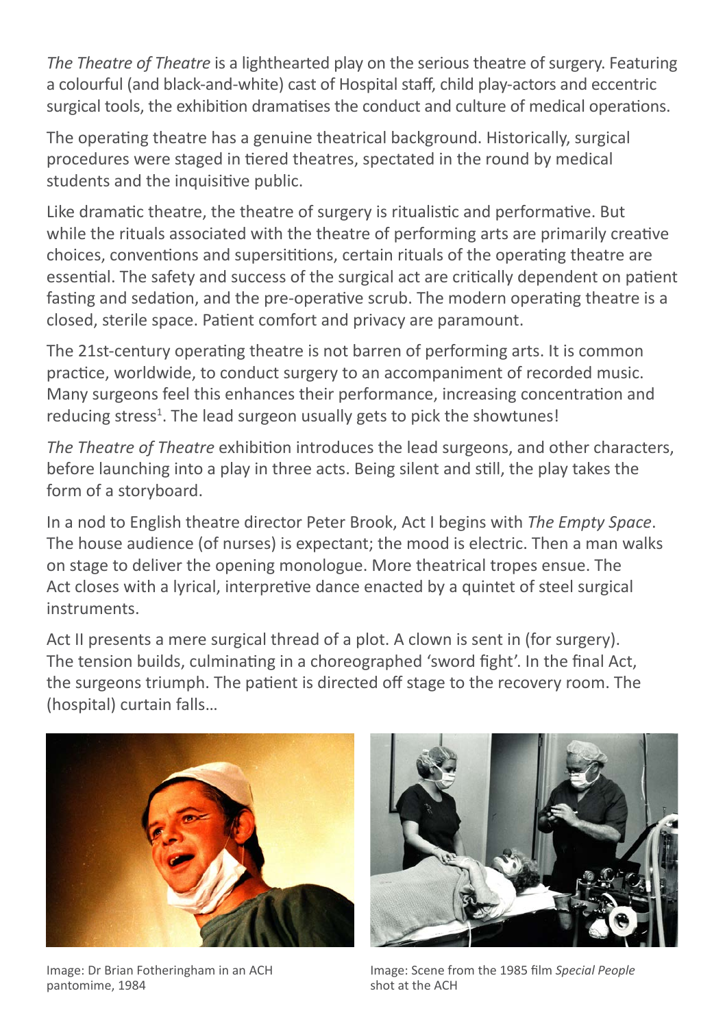*The Theatre of Theatre* is a lighthearted play on the serious theatre of surgery. Featuring a colourful (and black-and-white) cast of Hospital staff, child play-actors and eccentric surgical tools, the exhibition dramatises the conduct and culture of medical operations.

The operating theatre has a genuine theatrical background. Historically, surgical procedures were staged in tiered theatres, spectated in the round by medical students and the inquisitive public.

Like dramatic theatre, the theatre of surgery is ritualistic and performative. But while the rituals associated with the theatre of performing arts are primarily creative choices, conventions and supersititions, certain rituals of the operating theatre are essential. The safety and success of the surgical act are critically dependent on patient fasting and sedation, and the pre-operative scrub. The modern operating theatre is a closed, sterile space. Patient comfort and privacy are paramount.

The 21st-century operating theatre is not barren of performing arts. It is common practice, worldwide, to conduct surgery to an accompaniment of recorded music. Many surgeons feel this enhances their performance, increasing concentration and reducing stress[1]. The lead surgeon usually gets to pick the showtunes!

*The Theatre of Theatre* exhibition introduces the lead surgeons, and other characters, before launching into a play in three acts. Being silent and still, the play takes the form of a storyboard.

In a nod to English theatre director Peter Brook, Act I begins with *The Empty Space*. The house audience (of nurses) is expectant; the mood is electric. Then a man walks on stage to deliver the opening monologue. More theatrical tropes ensue. The Act closes with a lyrical, interpretive dance enacted by a quintet of steel surgical instruments.

Act II presents a mere surgical thread of a plot. A clown is sent in (for surgery). The tension builds, culminating in a choreographed 'sword fight'. In the final Act, the surgeons triumph. The patient is directed off stage to the recovery room. The (hospital) curtain falls…

Image: Dr Brian Fotheringham in an ACH pantomime, 1984

Image: Scene from the 1985 film *Special People* shot at the ACH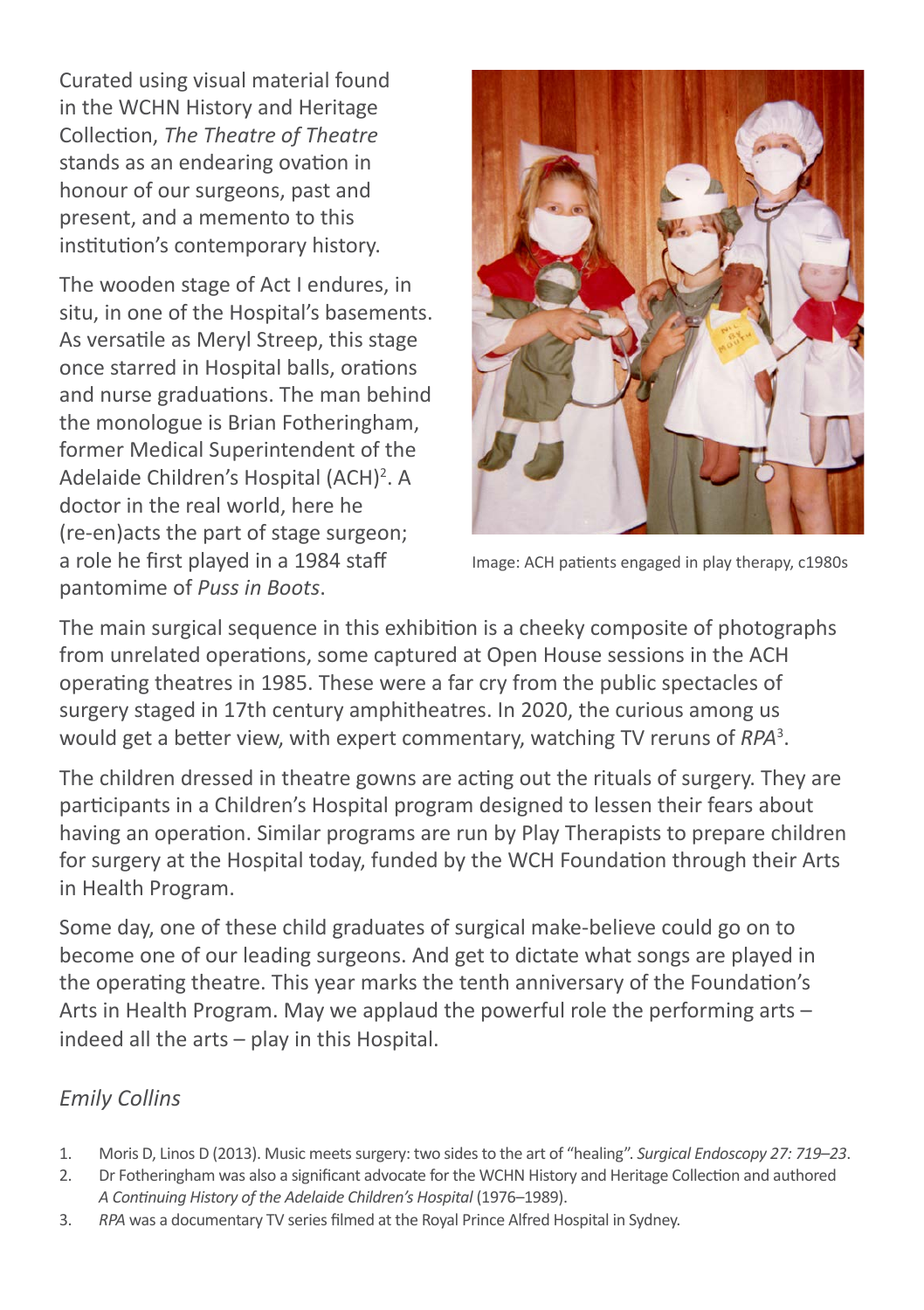Curated using visual material found in the WCHN History and Heritage Collection, *The Theatre of Theatre* stands as an endearing ovation in honour of our surgeons, past and present, and a memento to this institution's contemporary history.

The wooden stage of Act I endures, in situ, in one of the Hospital's basements. As versatile as Meryl Streep, this stage once starred in Hospital balls, orations and nurse graduations. The man behind the monologue is Brian Fotheringham, former Medical Superintendent of the Adelaide Children's Hospital (ACH)[2]. A doctor in the real world, here he (re-en)acts the part of stage surgeon; a role he first played in a 1984 staff pantomime of *Puss in Boots*.

Image: ACH patients engaged in play therapy, c1980s

The main surgical sequence in this exhibition is a cheeky composite of photographs from unrelated operations, some captured at Open House sessions in the ACH operating theatres in 1985. These were a far cry from the public spectacles of surgery staged in 17th century amphitheatres. In 2020, the curious among us would get a better view, with expert commentary, watching TV reruns of *RPA*[3].

The children dressed in theatre gowns are acting out the rituals of surgery. They are participants in a Children's Hospital program designed to lessen their fears about having an operation. Similar programs are run by Play Therapists to prepare children for surgery at the Hospital today, funded by the WCH Foundation through their Arts in Health Program.

Some day, one of these child graduates of surgical make-believe could go on to become one of our leading surgeons. And get to dictate what songs are played in the operating theatre. This year marks the tenth anniversary of the Foundation's Arts in Health Program. May we applaud the powerful role the performing arts – indeed all the arts – play in this Hospital.

*Emily Collins*

1. Moris D, Linos D (2013). Music meets surgery: two sides to the art of "healing". *Surgical Endoscopy 27: 719–23*.
2. Dr Fotheringham was also a significant advocate for the WCHN History and Heritage Collection and authored *A Continuing History of the Adelaide Children's Hospital* (1976–1989).
3. *RPA* was a documentary TV series filmed at the Royal Prince Alfred Hospital in Sydney.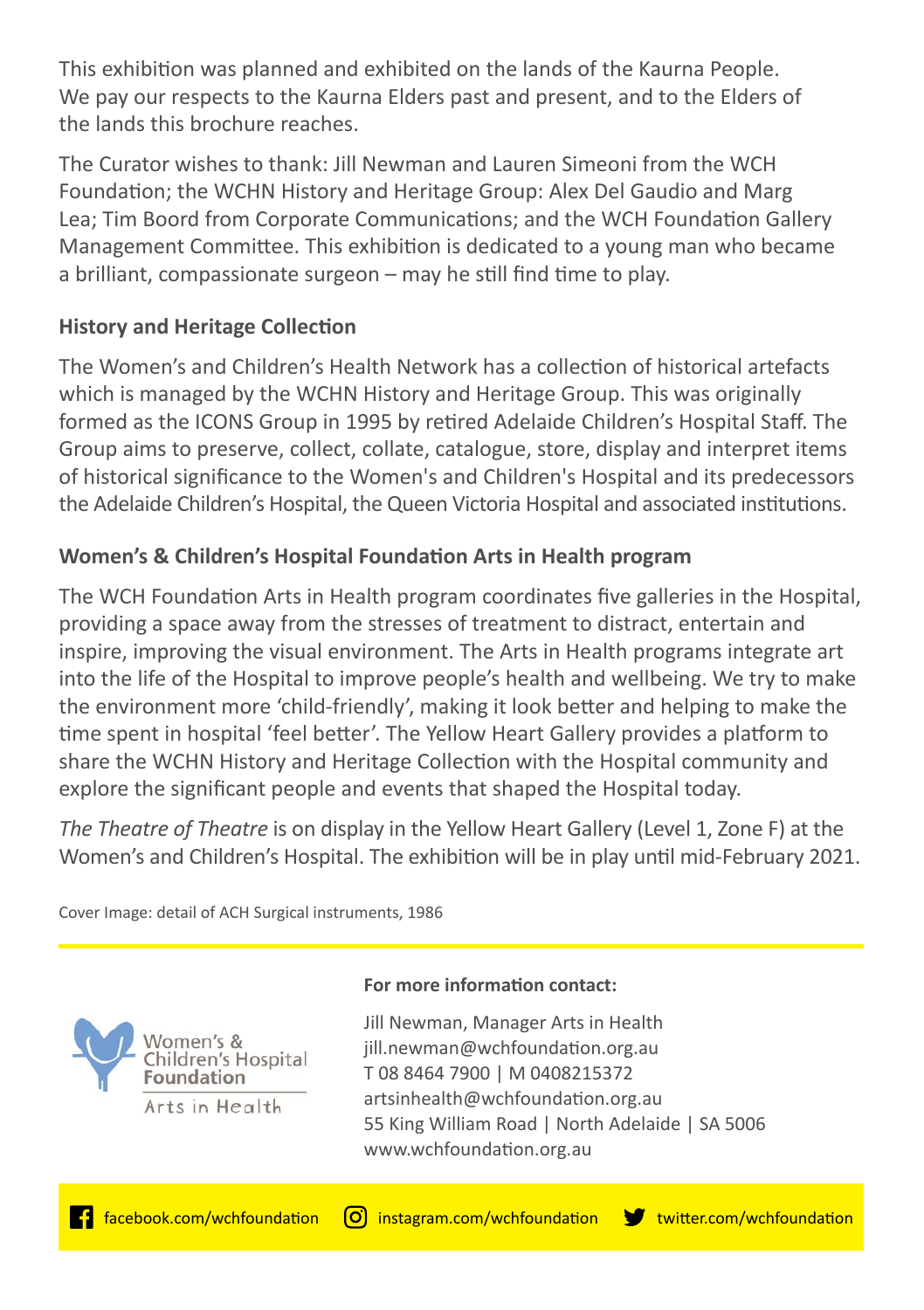This exhibition was planned and exhibited on the lands of the Kaurna People. We pay our respects to the Kaurna Elders past and present, and to the Elders of the lands this brochure reaches.

The Curator wishes to thank: Jill Newman and Lauren Simeoni from the WCH Foundation; the WCHN History and Heritage Group: Alex Del Gaudio and Marg Lea; Tim Boord from Corporate Communications; and the WCH Foundation Gallery Management Committee. This exhibition is dedicated to a young man who became a brilliant, compassionate surgeon – may he still find time to play.

### History and Heritage Collection

The Women's and Children's Health Network has a collection of historical artefacts which is managed by the WCHN History and Heritage Group. This was originally formed as the ICONS Group in 1995 by retired Adelaide Children's Hospital Staff. The Group aims to preserve, collect, collate, catalogue, store, display and interpret items of historical significance to the Women's and Children's Hospital and its predecessors the Adelaide Children's Hospital, the Queen Victoria Hospital and associated institutions.

### Women's & Children's Hospital Foundation Arts in Health program

The WCH Foundation Arts in Health program coordinates five galleries in the Hospital, providing a space away from the stresses of treatment to distract, entertain and inspire, improving the visual environment. The Arts in Health programs integrate art into the life of the Hospital to improve people's health and wellbeing. We try to make the environment more 'child-friendly', making it look better and helping to make the time spent in hospital 'feel better'. The Yellow Heart Gallery provides a platform to share the WCHN History and Heritage Collection with the Hospital community and explore the significant people and events that shaped the Hospital today.

*The Theatre of Theatre* is on display in the Yellow Heart Gallery (Level 1, Zone F) at the Women's and Children's Hospital. The exhibition will be in play until mid-February 2021.

Cover Image: detail of ACH Surgical instruments, 1986

Women's & Children's Hospital Foundation
Arts in Health

**For more information contact:**

Jill Newman, Manager Arts in Health
jill.newman@wchfoundation.org.au
T 08 8464 7900 | M 0408215372
artsinhealth@wchfoundation.org.au
55 King William Road | North Adelaide | SA 5006
www.wchfoundation.org.au

facebook.com/wchfoundation | instagram.com/wchfoundation | twitter.com/wchfoundation